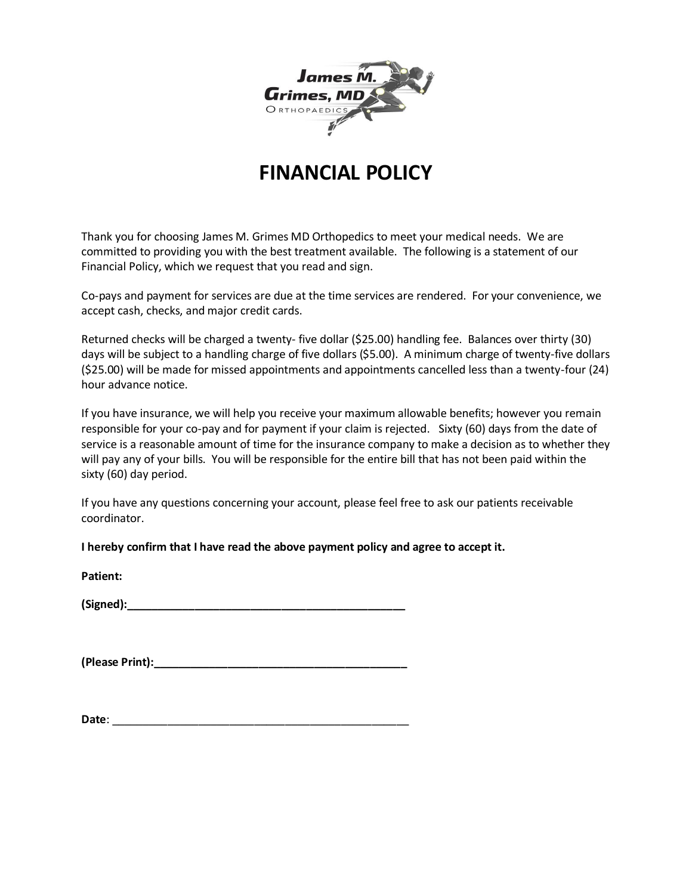# FINANCIAL POLICY

Thank you for choosing James M. Grimes MD Orthopedics to meet your medical needs. We are committed to providing you with the best treatment available. The following is a statement of our Financial Policy, which we request that you read and sign.

Co-pays and payment for services are due at the time services are rendered. For your convenience, we accept cash, checks, and major credit cards.

Returned checks will be charged a twenty- five dollar ($25.00) handling fee. Balances over thirty (30) days will be subject to a handling charge of five dollars ($5.00). A minimum charge of twenty-five dollars ($25.00) will be made for missed appointments and appointments cancelled less than a twenty-four (24) hour advance notice.

If you have insurance, we will help you receive your maximum allowable benefits; however you remain responsible for your co-pay and for payment if your claim is rejected. Sixty (60) days from the date of service is a reasonable amount of time for the insurance company to make a decision as to whether they will pay any of your bills. You will be responsible for the entire bill that has not been paid within the sixty (60) day period.

If you have any questions concerning your account, please feel free to ask our patients receivable coordinator.

**I hereby confirm that I have read the above payment policy and agree to accept it.**

**Patient:**

**(Signed):**______________________________________________

**(Please Print):**___________________________________________

**Date**: _________________________________________________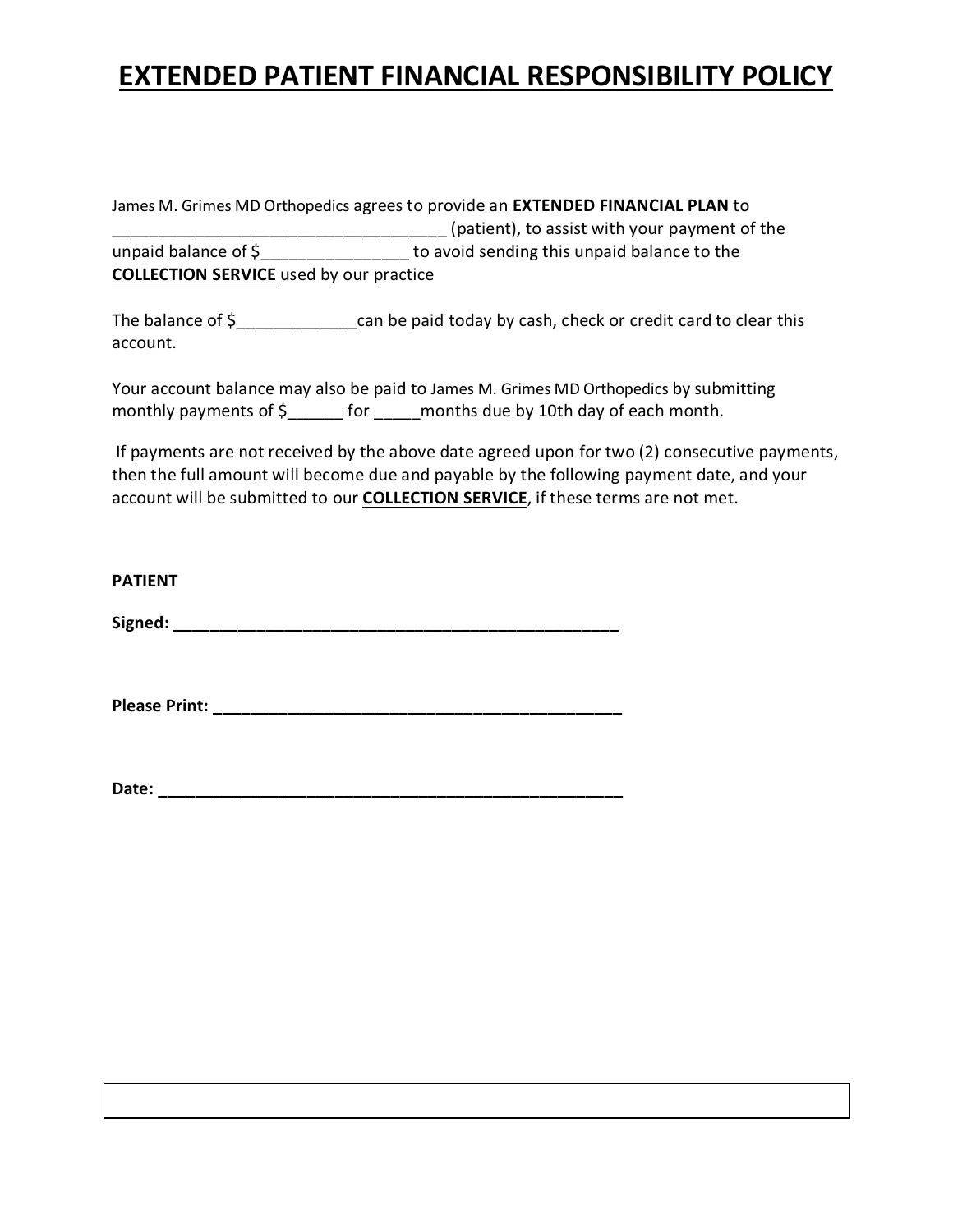# EXTENDED PATIENT FINANCIAL RESPONSIBILITY POLICY

James M. Grimes MD Orthopedics agrees to provide an **EXTENDED FINANCIAL PLAN** to ___________________________________ (patient), to assist with your payment of the unpaid balance of $_______________ to avoid sending this unpaid balance to the **COLLECTION SERVICE** used by our practice

The balance of $_____________can be paid today by cash, check or credit card to clear this account.

Your account balance may also be paid to James M. Grimes MD Orthopedics by submitting monthly payments of $______ for _____months due by 10th day of each month.

If payments are not received by the above date agreed upon for two (2) consecutive payments, then the full amount will become due and payable by the following payment date, and your account will be submitted to our **COLLECTION SERVICE**, if these terms are not met.

**PATIENT**

**Signed: ________________________________________________**

**Please Print: ____________________________________________**

**Date: ___________________________________________________**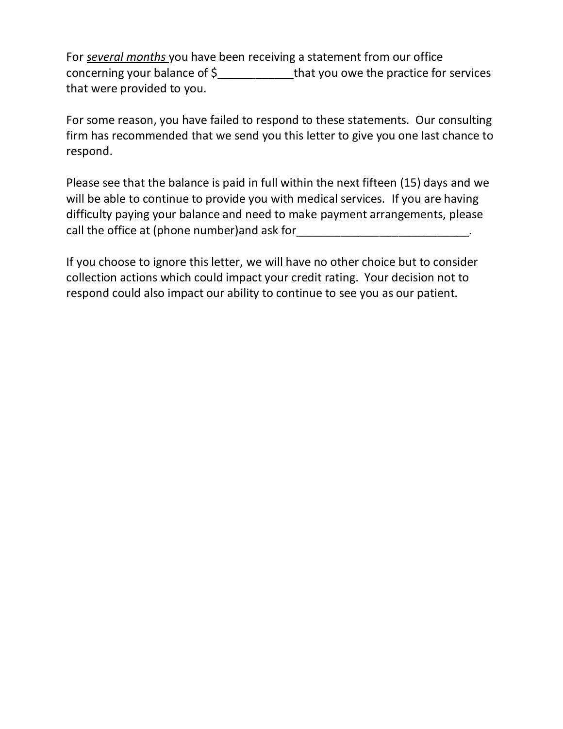For *several months* you have been receiving a statement from our office concerning your balance of $____________that you owe the practice for services that were provided to you.

For some reason, you have failed to respond to these statements. Our consulting firm has recommended that we send you this letter to give you one last chance to respond.

Please see that the balance is paid in full within the next fifteen (15) days and we will be able to continue to provide you with medical services. If you are having difficulty paying your balance and need to make payment arrangements, please call the office at (phone number)and ask for___________________________.

If you choose to ignore this letter, we will have no other choice but to consider collection actions which could impact your credit rating. Your decision not to respond could also impact our ability to continue to see you as our patient.